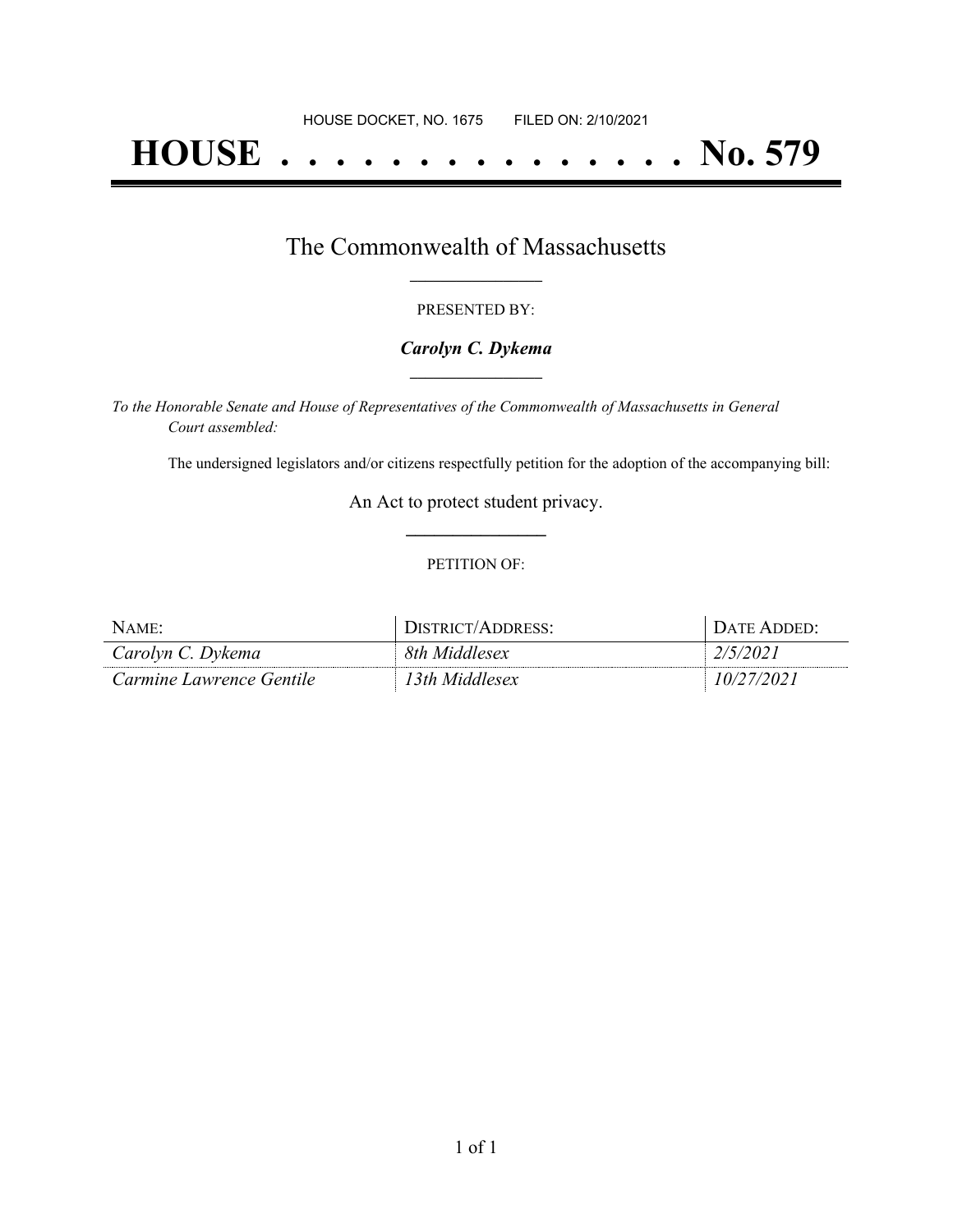HOUSE DOCKET, NO. 1675 FILED ON: 2/10/2021

# HOUSE . . . . . . . . . . . . . . . No. 579

## The Commonwealth of Massachusetts

PRESENTED BY:

***Carolyn C. Dykema***

*To the Honorable Senate and House of Representatives of the Commonwealth of Massachusetts in General Court assembled:*

The undersigned legislators and/or citizens respectfully petition for the adoption of the accompanying bill:

An Act to protect student privacy.

PETITION OF:

| NAME: | DISTRICT/ADDRESS: | DATE ADDED: |
|---|---|---|
| *Carolyn C. Dykema* | *8th Middlesex* | *2/5/2021* |
| *Carmine Lawrence Gentile* | *13th Middlesex* | *10/27/2021* |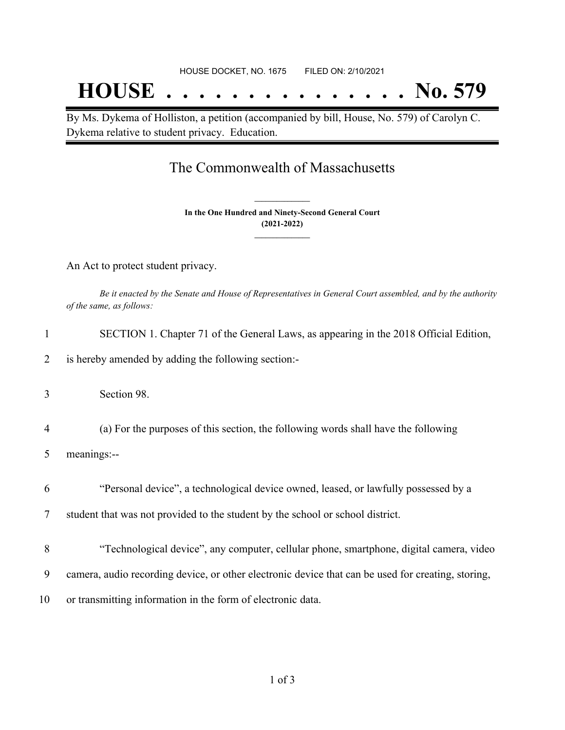HOUSE DOCKET, NO. 1675 FILED ON: 2/10/2021

# HOUSE . . . . . . . . . . . . . . . No. 579

By Ms. Dykema of Holliston, a petition (accompanied by bill, House, No. 579) of Carolyn C. Dykema relative to student privacy. Education.

## The Commonwealth of Massachusetts

**In the One Hundred and Ninety-Second General Court**
**(2021-2022)**

An Act to protect student privacy.

*Be it enacted by the Senate and House of Representatives in General Court assembled, and by the authority of the same, as follows:*

1 SECTION 1. Chapter 71 of the General Laws, as appearing in the 2018 Official Edition,
2 is hereby amended by adding the following section:-

3 Section 98.

4 (a) For the purposes of this section, the following words shall have the following
5 meanings:--

6 "Personal device", a technological device owned, leased, or lawfully possessed by a
7 student that was not provided to the student by the school or school district.

8 "Technological device", any computer, cellular phone, smartphone, digital camera, video
9 camera, audio recording device, or other electronic device that can be used for creating, storing,
10 or transmitting information in the form of electronic data.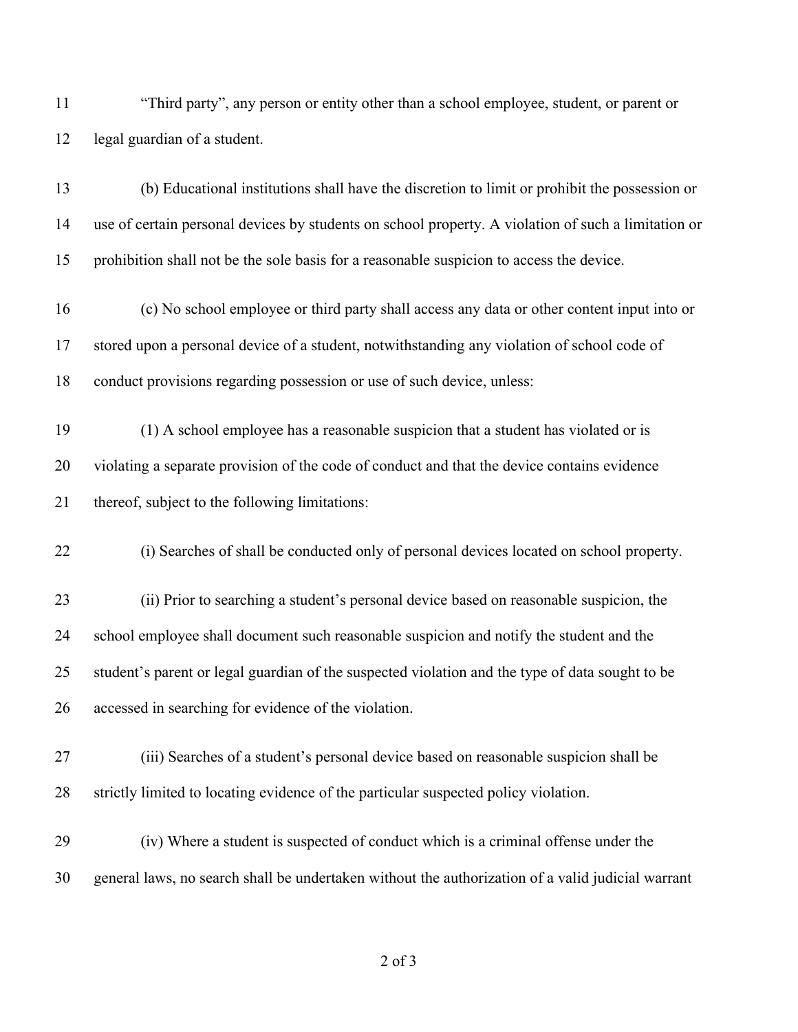"Third party", any person or entity other than a school employee, student, or parent or legal guardian of a student.

(b) Educational institutions shall have the discretion to limit or prohibit the possession or use of certain personal devices by students on school property. A violation of such a limitation or prohibition shall not be the sole basis for a reasonable suspicion to access the device.

(c) No school employee or third party shall access any data or other content input into or stored upon a personal device of a student, notwithstanding any violation of school code of conduct provisions regarding possession or use of such device, unless:

(1) A school employee has a reasonable suspicion that a student has violated or is violating a separate provision of the code of conduct and that the device contains evidence thereof, subject to the following limitations:

(i) Searches of shall be conducted only of personal devices located on school property.

(ii) Prior to searching a student's personal device based on reasonable suspicion, the school employee shall document such reasonable suspicion and notify the student and the student's parent or legal guardian of the suspected violation and the type of data sought to be accessed in searching for evidence of the violation.

(iii) Searches of a student's personal device based on reasonable suspicion shall be strictly limited to locating evidence of the particular suspected policy violation.

(iv) Where a student is suspected of conduct which is a criminal offense under the general laws, no search shall be undertaken without the authorization of a valid judicial warrant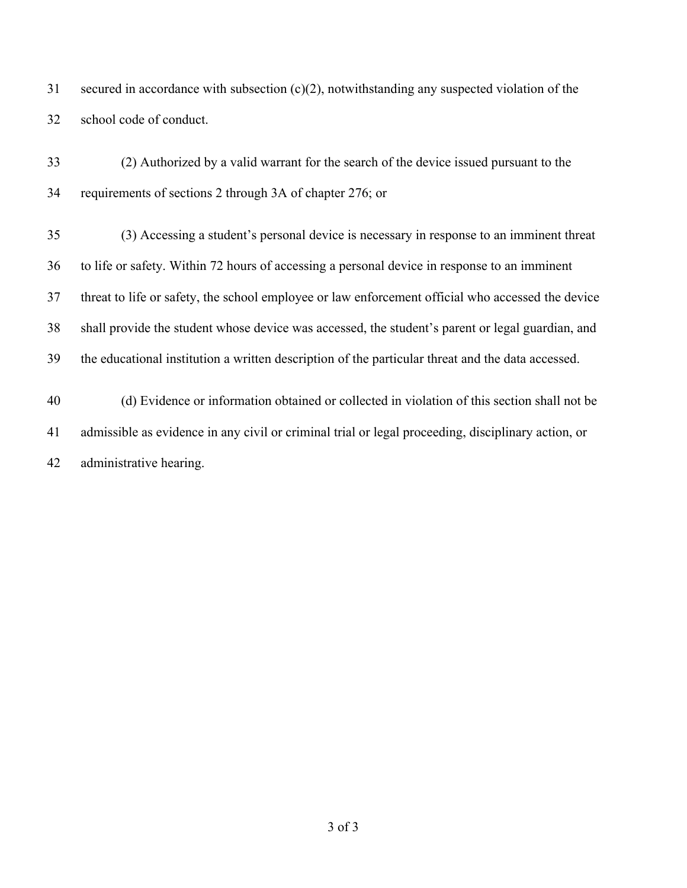secured in accordance with subsection (c)(2), notwithstanding any suspected violation of the school code of conduct.

(2) Authorized by a valid warrant for the search of the device issued pursuant to the requirements of sections 2 through 3A of chapter 276; or

(3) Accessing a student's personal device is necessary in response to an imminent threat to life or safety. Within 72 hours of accessing a personal device in response to an imminent threat to life or safety, the school employee or law enforcement official who accessed the device shall provide the student whose device was accessed, the student's parent or legal guardian, and the educational institution a written description of the particular threat and the data accessed.

(d) Evidence or information obtained or collected in violation of this section shall not be admissible as evidence in any civil or criminal trial or legal proceeding, disciplinary action, or administrative hearing.